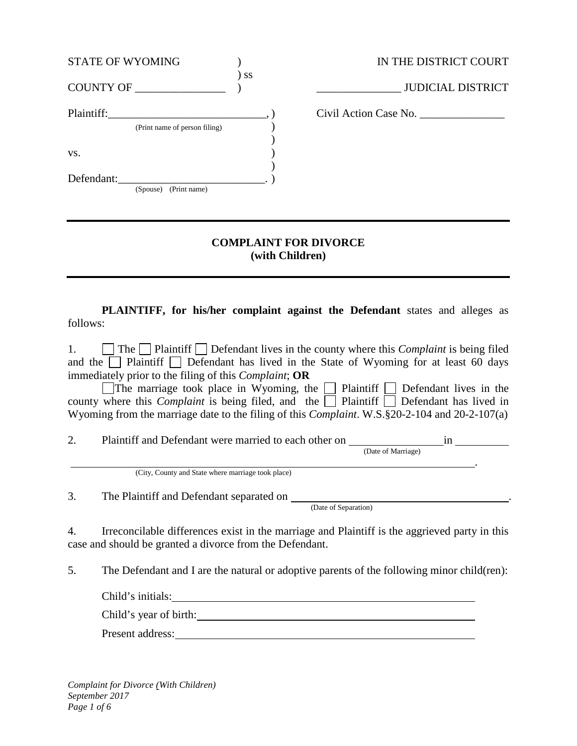STATE OF WYOMING )
) ss
COUNTY OF \_\_\_\_\_\_\_\_\_\_\_\_\_\_\_\_ )

IN THE DISTRICT COURT

\_\_\_\_\_\_\_\_\_\_\_\_\_\_\_ JUDICIAL DISTRICT

Plaintiff:\_\_\_\_\_\_\_\_\_\_\_\_\_\_\_\_\_\_\_\_\_\_\_\_\_\_\_\_, )
(Print name of person filing) )
)
vs. )
)
Defendant:\_\_\_\_\_\_\_\_\_\_\_\_\_\_\_\_\_\_\_\_\_\_\_\_\_\_. )
(Spouse) (Print name)

Civil Action Case No. \_\_\_\_\_\_\_\_\_\_\_\_\_\_\_

---

## COMPLAINT FOR DIVORCE
## (with Children)

---

**PLAINTIFF, for his/her complaint against the Defendant** states and alleges as follows:

1. ☐ The ☐ Plaintiff ☐ Defendant lives in the county where this *Complaint* is being filed and the ☐ Plaintiff ☐ Defendant has lived in the State of Wyoming for at least 60 days immediately prior to the filing of this *Complaint*; **OR**

   ☐The marriage took place in Wyoming, the ☐ Plaintiff ☐ Defendant lives in the county where this *Complaint* is being filed, and the ☐ Plaintiff ☐ Defendant has lived in Wyoming from the marriage date to the filing of this *Complaint*. W.S.§20-2-104 and 20-2-107(a)

2. Plaintiff and Defendant were married to each other on \_\_\_\_\_\_\_\_\_\_\_\_\_\_\_\_ in \_\_\_\_\_\_\_\_\_\_
   (Date of Marriage)

   \_\_\_\_\_\_\_\_\_\_\_\_\_\_\_\_\_\_\_\_\_\_\_\_\_\_\_\_\_\_\_\_\_\_\_\_\_\_\_\_\_\_\_\_\_\_\_\_\_\_\_\_\_\_\_\_\_\_\_\_\_\_\_\_\_\_\_\_\_\_\_\_\_\_\_\_.
   (City, County and State where marriage took place)

3. The Plaintiff and Defendant separated on \_\_\_\_\_\_\_\_\_\_\_\_\_\_\_\_\_\_\_\_\_\_\_\_\_\_\_\_\_\_\_\_\_\_\_\_\_\_\_\_.
   (Date of Separation)

4. Irreconcilable differences exist in the marriage and Plaintiff is the aggrieved party in this case and should be granted a divorce from the Defendant.

5. The Defendant and I are the natural or adoptive parents of the following minor child(ren):

   Child's initials:\_\_\_\_\_\_\_\_\_\_\_\_\_\_\_\_\_\_\_\_\_\_\_\_\_\_\_\_\_\_\_\_\_\_\_\_\_\_\_\_\_\_\_\_\_\_\_\_\_\_\_\_\_\_

   Child's year of birth:\_\_\_\_\_\_\_\_\_\_\_\_\_\_\_\_\_\_\_\_\_\_\_\_\_\_\_\_\_\_\_\_\_\_\_\_\_\_\_\_\_\_\_\_\_\_\_\_\_\_

   Present address:\_\_\_\_\_\_\_\_\_\_\_\_\_\_\_\_\_\_\_\_\_\_\_\_\_\_\_\_\_\_\_\_\_\_\_\_\_\_\_\_\_\_\_\_\_\_\_\_\_\_\_\_\_\_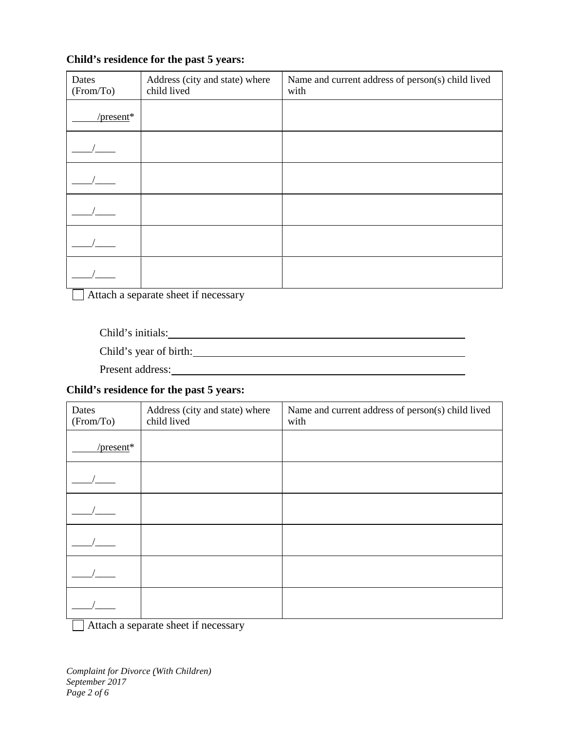**Child's residence for the past 5 years:**

| Dates (From/To) | Address (city and state) where child lived | Name and current address of person(s) child lived with |
|---|---|---|
| ____/present* | | |
| ____/____ | | |
| ____/____ | | |
| ____/____ | | |
| ____/____ | | |
| ____/____ | | |

☐ Attach a separate sheet if necessary

Child's initials: ______________________________

Child's year of birth: ______________________________

Present address: ______________________________

**Child's residence for the past 5 years:**

| Dates (From/To) | Address (city and state) where child lived | Name and current address of person(s) child lived with |
|---|---|---|
| ____/present* | | |
| ____/____ | | |
| ____/____ | | |
| ____/____ | | |
| ____/____ | | |
| ____/____ | | |

☐ Attach a separate sheet if necessary

*Complaint for Divorce (With Children)*
*September 2017*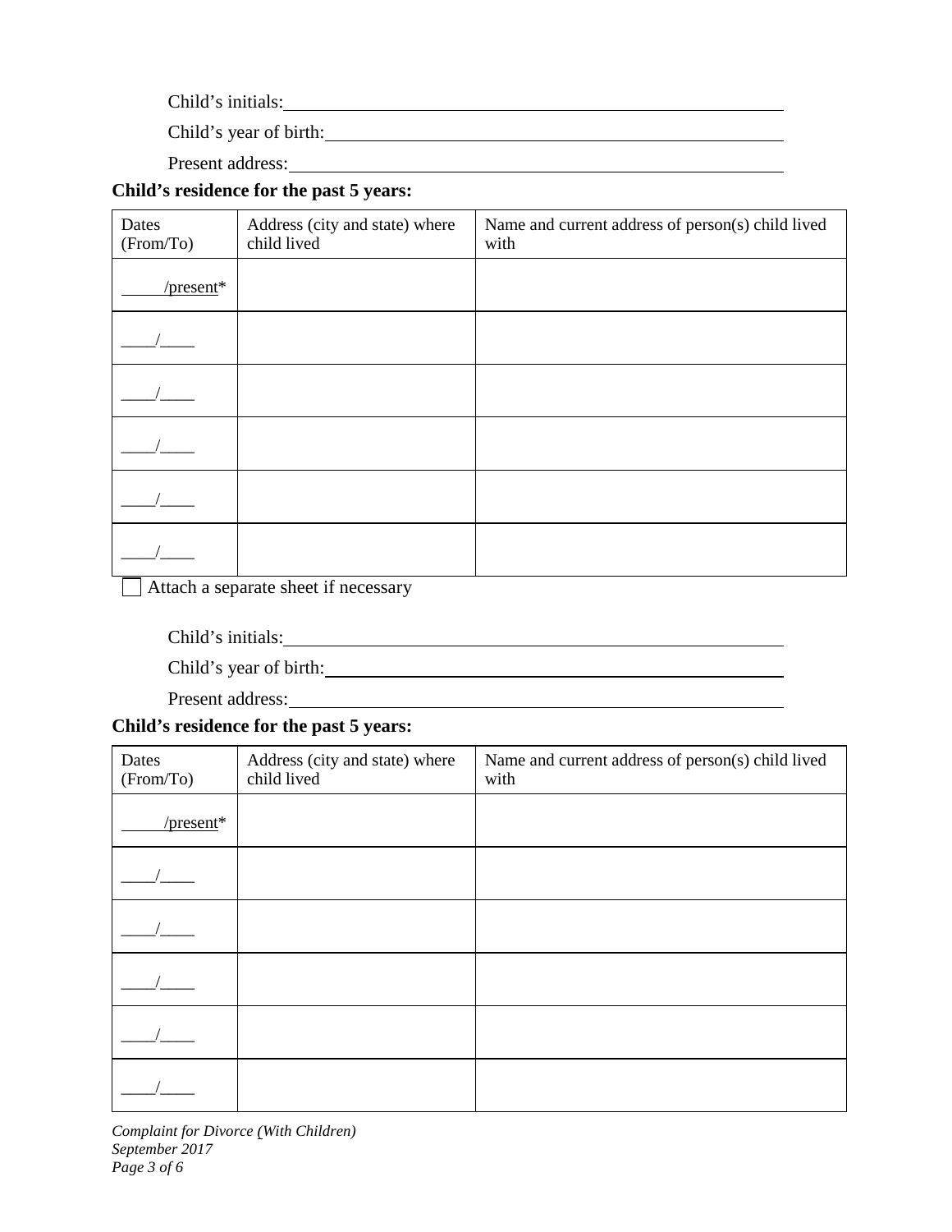Child's initials: \_\_\_\_\_\_\_\_\_\_\_\_\_\_\_\_\_\_\_\_\_\_\_\_\_\_\_\_\_\_\_\_\_\_\_\_\_\_\_\_

Child's year of birth: \_\_\_\_\_\_\_\_\_\_\_\_\_\_\_\_\_\_\_\_\_\_\_\_\_\_\_\_\_\_\_\_\_\_\_\_\_\_\_\_

Present address: \_\_\_\_\_\_\_\_\_\_\_\_\_\_\_\_\_\_\_\_\_\_\_\_\_\_\_\_\_\_\_\_\_\_\_\_\_\_\_\_

**Child's residence for the past 5 years:**

| Dates (From/To) | Address (city and state) where child lived | Name and current address of person(s) child lived with |
|---|---|---|
| ____/present* | | |
| ____/____ | | |
| ____/____ | | |
| ____/____ | | |
| ____/____ | | |
| ____/____ | | |

☐ Attach a separate sheet if necessary

Child's initials: \_\_\_\_\_\_\_\_\_\_\_\_\_\_\_\_\_\_\_\_\_\_\_\_\_\_\_\_\_\_\_\_\_\_\_\_\_\_\_\_

Child's year of birth: \_\_\_\_\_\_\_\_\_\_\_\_\_\_\_\_\_\_\_\_\_\_\_\_\_\_\_\_\_\_\_\_\_\_\_\_\_\_\_\_

Present address: \_\_\_\_\_\_\_\_\_\_\_\_\_\_\_\_\_\_\_\_\_\_\_\_\_\_\_\_\_\_\_\_\_\_\_\_\_\_\_\_

**Child's residence for the past 5 years:**

| Dates (From/To) | Address (city and state) where child lived | Name and current address of person(s) child lived with |
|---|---|---|
| ____/present* | | |
| ____/____ | | |
| ____/____ | | |
| ____/____ | | |
| ____/____ | | |
| ____/____ | | |

*Complaint for Divorce (With Children)*
*September 2017*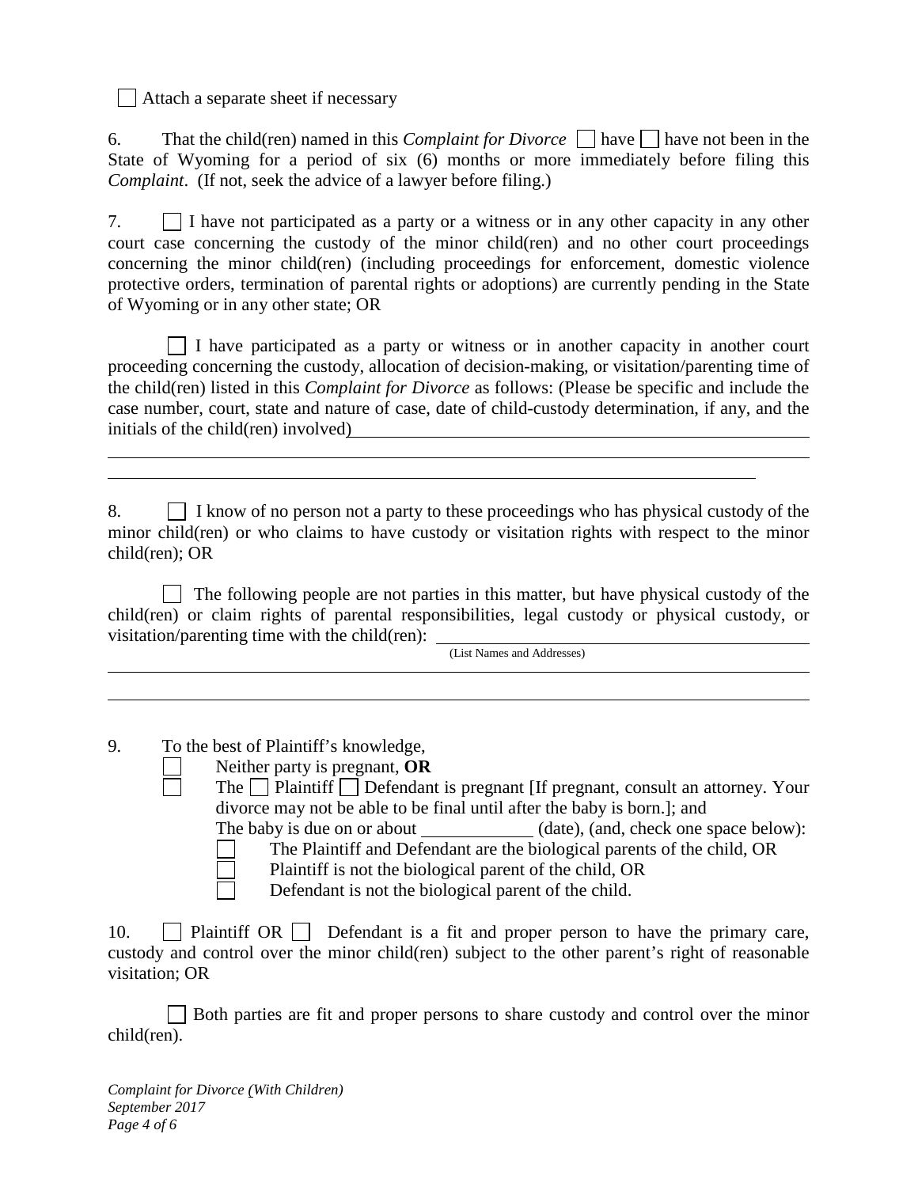☐ Attach a separate sheet if necessary

6. That the child(ren) named in this *Complaint for Divorce* ☐ have ☐ have not been in the State of Wyoming for a period of six (6) months or more immediately before filing this *Complaint*. (If not, seek the advice of a lawyer before filing.)

7. ☐ I have not participated as a party or a witness or in any other capacity in any other court case concerning the custody of the minor child(ren) and no other court proceedings concerning the minor child(ren) (including proceedings for enforcement, domestic violence protective orders, termination of parental rights or adoptions) are currently pending in the State of Wyoming or in any other state; OR

☐ I have participated as a party or witness or in another capacity in another court proceeding concerning the custody, allocation of decision-making, or visitation/parenting time of the child(ren) listed in this *Complaint for Divorce* as follows: (Please be specific and include the case number, court, state and nature of case, date of child-custody determination, if any, and the initials of the child(ren) involved) \_\_\_\_\_\_\_\_\_\_\_\_\_\_\_\_\_\_\_\_\_\_\_\_\_\_\_\_\_\_\_\_\_\_\_\_\_\_\_\_

\_\_\_\_\_\_\_\_\_\_\_\_\_\_\_\_\_\_\_\_\_\_\_\_\_\_\_\_\_\_\_\_\_\_\_\_\_\_\_\_\_\_\_\_\_\_\_\_\_\_\_\_\_\_\_\_\_\_\_\_\_\_\_\_\_\_\_\_\_\_\_\_\_\_\_\_

\_\_\_\_\_\_\_\_\_\_\_\_\_\_\_\_\_\_\_\_\_\_\_\_\_\_\_\_\_\_\_\_\_\_\_\_\_\_\_\_\_\_\_\_\_\_\_\_\_\_\_\_\_\_\_\_\_\_\_\_\_\_\_\_\_\_\_\_\_

8. ☐ I know of no person not a party to these proceedings who has physical custody of the minor child(ren) or who claims to have custody or visitation rights with respect to the minor child(ren); OR

☐ The following people are not parties in this matter, but have physical custody of the child(ren) or claim rights of parental responsibilities, legal custody or physical custody, or visitation/parenting time with the child(ren): \_\_\_\_\_\_\_\_\_\_\_\_\_\_\_\_\_\_\_\_\_\_\_\_\_\_\_\_\_\_\_\_\_\_\_\_\_\_\_\_
(List Names and Addresses)

\_\_\_\_\_\_\_\_\_\_\_\_\_\_\_\_\_\_\_\_\_\_\_\_\_\_\_\_\_\_\_\_\_\_\_\_\_\_\_\_\_\_\_\_\_\_\_\_\_\_\_\_\_\_\_\_\_\_\_\_\_\_\_\_\_\_\_\_\_\_\_\_\_\_\_\_

\_\_\_\_\_\_\_\_\_\_\_\_\_\_\_\_\_\_\_\_\_\_\_\_\_\_\_\_\_\_\_\_\_\_\_\_\_\_\_\_\_\_\_\_\_\_\_\_\_\_\_\_\_\_\_\_\_\_\_\_\_\_\_\_\_\_\_\_\_\_\_\_\_\_\_\_

9. To the best of Plaintiff's knowledge,
   - ☐ Neither party is pregnant, **OR**
   - ☐ The ☐ Plaintiff ☐ Defendant is pregnant [If pregnant, consult an attorney. Your divorce may not be able to be final until after the baby is born.]; and
     The baby is due on or about \_\_\_\_\_\_\_\_\_\_\_\_ (date), (and, check one space below):
     - ☐ The Plaintiff and Defendant are the biological parents of the child, OR
     - ☐ Plaintiff is not the biological parent of the child, OR
     - ☐ Defendant is not the biological parent of the child.

10. ☐ Plaintiff OR ☐ Defendant is a fit and proper person to have the primary care, custody and control over the minor child(ren) subject to the other parent's right of reasonable visitation; OR

☐ Both parties are fit and proper persons to share custody and control over the minor child(ren).

*Complaint for Divorce (With Children)*
*September 2017*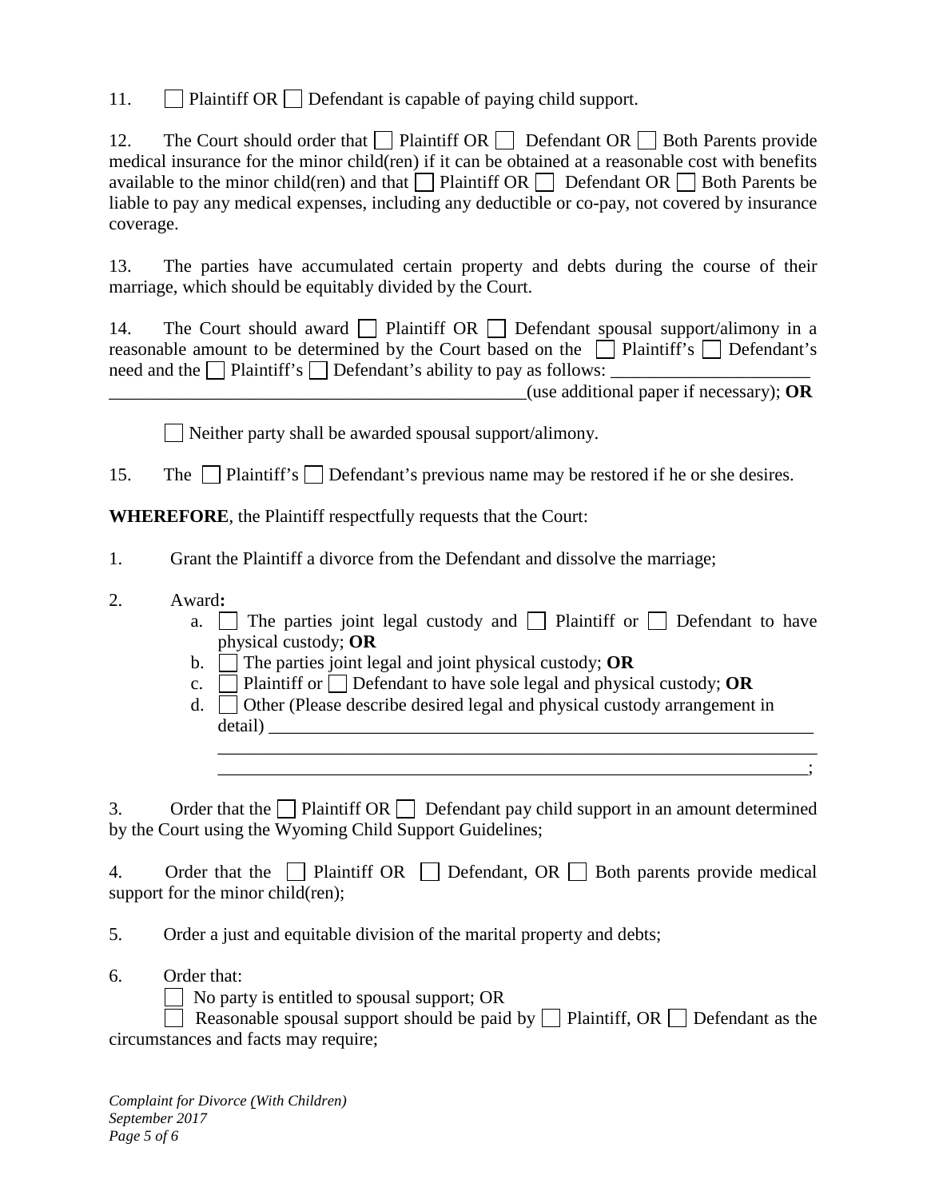11. ☐ Plaintiff OR ☐ Defendant is capable of paying child support.

12. The Court should order that ☐ Plaintiff OR ☐ Defendant OR ☐ Both Parents provide medical insurance for the minor child(ren) if it can be obtained at a reasonable cost with benefits available to the minor child(ren) and that ☐ Plaintiff OR ☐ Defendant OR ☐ Both Parents be liable to pay any medical expenses, including any deductible or co-pay, not covered by insurance coverage.

13. The parties have accumulated certain property and debts during the course of their marriage, which should be equitably divided by the Court.

14. The Court should award ☐ Plaintiff OR ☐ Defendant spousal support/alimony in a reasonable amount to be determined by the Court based on the ☐ Plaintiff's ☐ Defendant's need and the ☐ Plaintiff's ☐ Defendant's ability to pay as follows: ______________________
________________________________________________(use additional paper if necessary); **OR**

☐ Neither party shall be awarded spousal support/alimony.

15. The ☐ Plaintiff's ☐ Defendant's previous name may be restored if he or she desires.

**WHEREFORE**, the Plaintiff respectfully requests that the Court:

1. Grant the Plaintiff a divorce from the Defendant and dissolve the marriage;

2. Award**:**
   a. ☐ The parties joint legal custody and ☐ Plaintiff or ☐ Defendant to have physical custody; **OR**
   b. ☐ The parties joint legal and joint physical custody; **OR**
   c. ☐ Plaintiff or ☐ Defendant to have sole legal and physical custody; **OR**
   d. ☐ Other (Please describe desired legal and physical custody arrangement in detail) ______________________________________________________________
   ___________________________________________________________________
   ___________________________________________________________________;

3. Order that the ☐ Plaintiff OR ☐ Defendant pay child support in an amount determined by the Court using the Wyoming Child Support Guidelines;

4. Order that the ☐ Plaintiff OR ☐ Defendant, OR ☐ Both parents provide medical support for the minor child(ren);

5. Order a just and equitable division of the marital property and debts;

6. Order that:
   ☐ No party is entitled to spousal support; OR
   ☐ Reasonable spousal support should be paid by ☐ Plaintiff, OR ☐ Defendant as the circumstances and facts may require;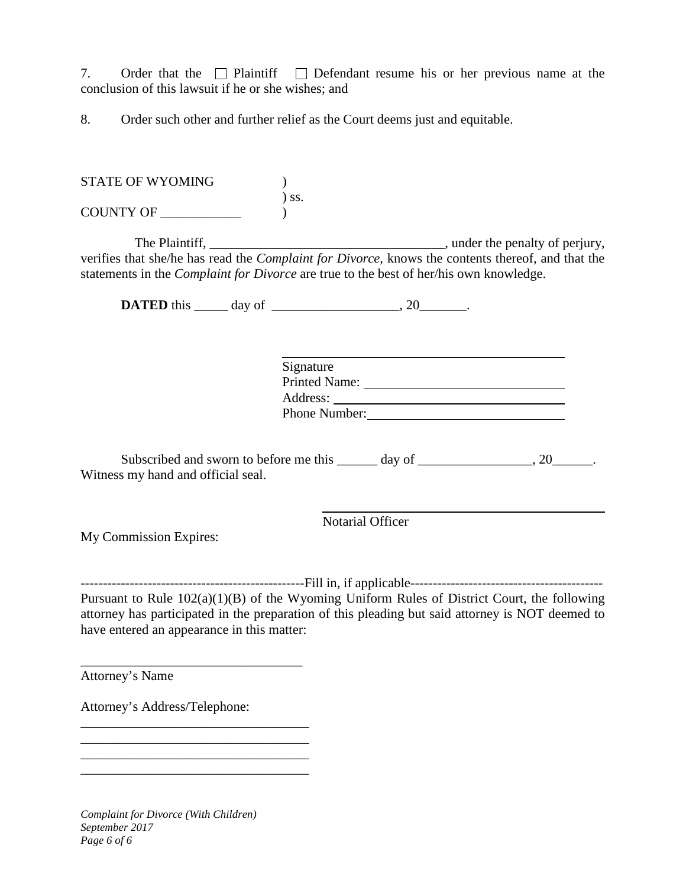7. Order that the ☐ Plaintiff ☐ Defendant resume his or her previous name at the conclusion of this lawsuit if he or she wishes; and

8. Order such other and further relief as the Court deems just and equitable.

STATE OF WYOMING )
) ss.
COUNTY OF ____________ )

The Plaintiff, ___________________________________, under the penalty of perjury, verifies that she/he has read the *Complaint for Divorce*, knows the contents thereof, and that the statements in the *Complaint for Divorce* are true to the best of her/his own knowledge.

**DATED** this _____ day of ___________________, 20_______.

_____________________________________________
Signature
Printed Name: ______________________________
Address: ___________________________________
Phone Number: ______________________________

Subscribed and sworn to before me this ______ day of _________________, 20______. Witness my hand and official seal.

_____________________________________________
Notarial Officer

My Commission Expires:

--------------------------------------------------Fill in, if applicable-------------------------------------------

Pursuant to Rule 102(a)(1)(B) of the Wyoming Uniform Rules of District Court, the following attorney has participated in the preparation of this pleading but said attorney is NOT deemed to have entered an appearance in this matter:

_________________________________
Attorney's Name

Attorney's Address/Telephone:
__________________________________
__________________________________
__________________________________
__________________________________

*Complaint for Divorce (With Children)*
*September 2017*